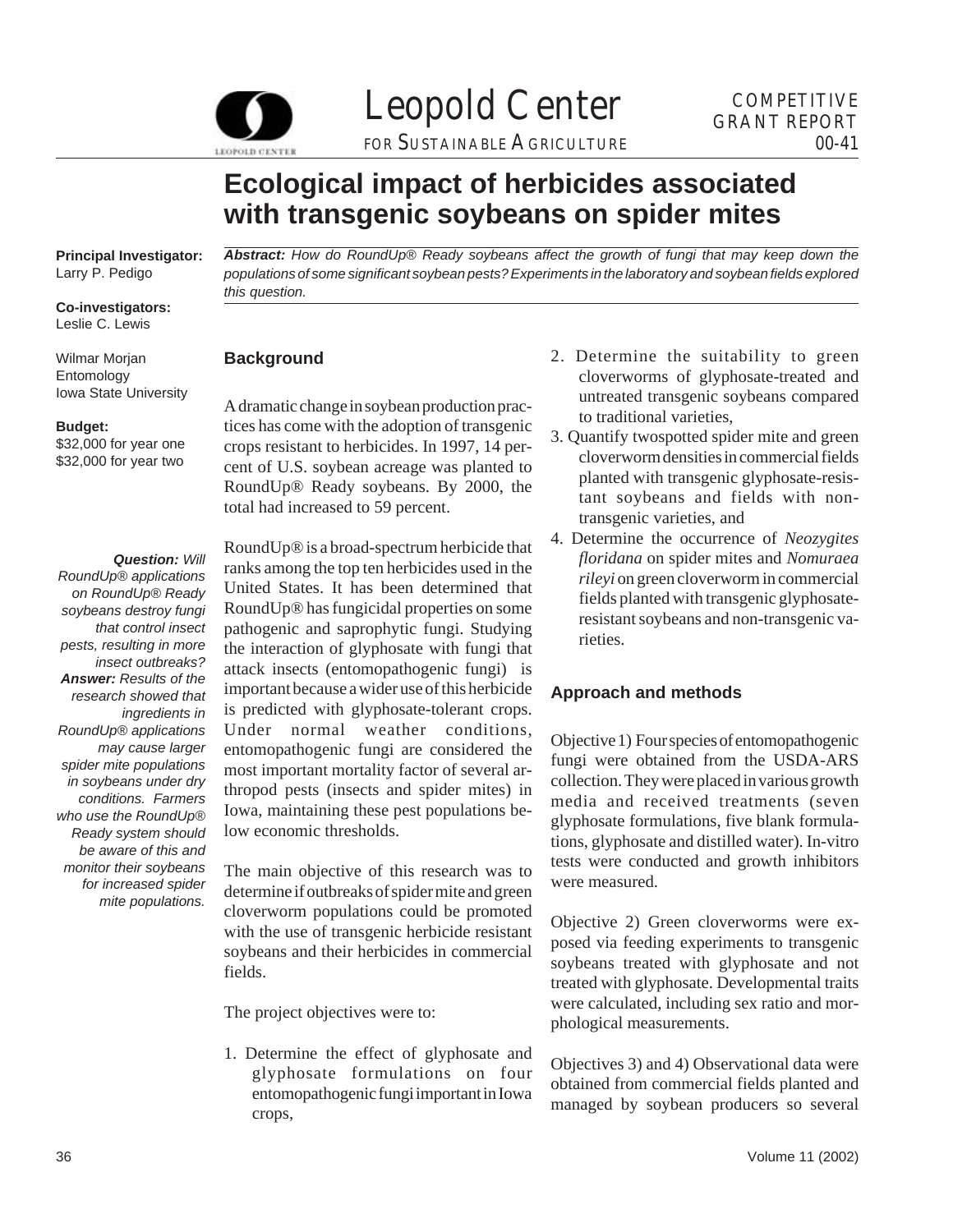Leopold Center FOR SUSTAINABLE AGRICULTURE

COMPETITIVE GRANT REPORT 00-41

# Ecological impact of herbicides associated with transgenic soybeans on spider mites

**Principal Investigator:**
Larry P. Pedigo

**Co-investigators:**
Leslie C. Lewis

Wilmar Morjan
Entomology
Iowa State University

**Budget:**
$32,000 for year one
$32,000 for year two

***Abstract:*** *How do RoundUp® Ready soybeans affect the growth of fungi that may keep down the populations of some significant soybean pests? Experiments in the laboratory and soybean fields explored this question.*

***Question:*** *Will RoundUp® applications on RoundUp® Ready soybeans destroy fungi that control insect pests, resulting in more insect outbreaks?*
***Answer:*** *Results of the research showed that ingredients in RoundUp® applications may cause larger spider mite populations in soybeans under dry conditions. Farmers who use the RoundUp® Ready system should be aware of this and monitor their soybeans for increased spider mite populations.*

## Background

A dramatic change in soybean production practices has come with the adoption of transgenic crops resistant to herbicides. In 1997, 14 percent of U.S. soybean acreage was planted to RoundUp® Ready soybeans. By 2000, the total had increased to 59 percent.

RoundUp® is a broad-spectrum herbicide that ranks among the top ten herbicides used in the United States. It has been determined that RoundUp® has fungicidal properties on some pathogenic and saprophytic fungi. Studying the interaction of glyphosate with fungi that attack insects (entomopathogenic fungi) is important because a wider use of this herbicide is predicted with glyphosate-tolerant crops. Under normal weather conditions, entomopathogenic fungi are considered the most important mortality factor of several arthropod pests (insects and spider mites) in Iowa, maintaining these pest populations below economic thresholds.

The main objective of this research was to determine if outbreaks of spider mite and green cloverworm populations could be promoted with the use of transgenic herbicide resistant soybeans and their herbicides in commercial fields.

The project objectives were to:

1. Determine the effect of glyphosate and glyphosate formulations on four entomopathogenic fungi important in Iowa crops,
2. Determine the suitability to green cloverworms of glyphosate-treated and untreated transgenic soybeans compared to traditional varieties,
3. Quantify twospotted spider mite and green cloverworm densities in commercial fields planted with transgenic glyphosate-resistant soybeans and fields with non-transgenic varieties, and
4. Determine the occurrence of *Neozygites floridana* on spider mites and *Nomuraea rileyi* on green cloverworm in commercial fields planted with transgenic glyphosate-resistant soybeans and non-transgenic varieties.

## Approach and methods

Objective 1) Four species of entomopathogenic fungi were obtained from the USDA-ARS collection. They were placed in various growth media and received treatments (seven glyphosate formulations, five blank formulations, glyphosate and distilled water). In-vitro tests were conducted and growth inhibitors were measured.

Objective 2) Green cloverworms were exposed via feeding experiments to transgenic soybeans treated with glyphosate and not treated with glyphosate. Developmental traits were calculated, including sex ratio and morphological measurements.

Objectives 3) and 4) Observational data were obtained from commercial fields planted and managed by soybean producers so several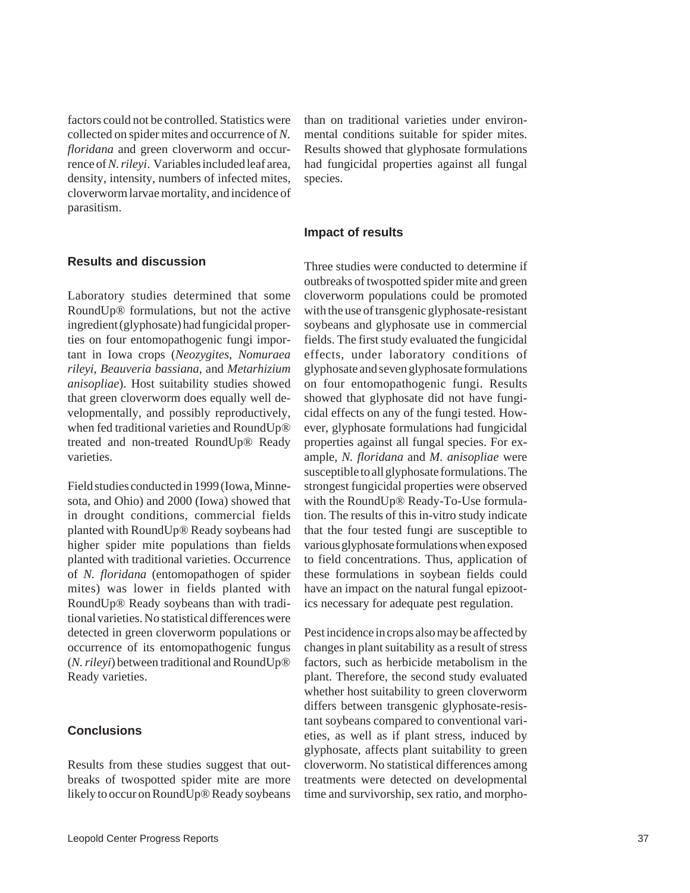factors could not be controlled. Statistics were collected on spider mites and occurrence of *N. floridana* and green cloverworm and occurrence of *N. rileyi*. Variables included leaf area, density, intensity, numbers of infected mites, cloverworm larvae mortality, and incidence of parasitism.

## Results and discussion

Laboratory studies determined that some RoundUp® formulations, but not the active ingredient (glyphosate) had fungicidal properties on four entomopathogenic fungi important in Iowa crops (*Neozygites*, *Nomuraea rileyi*, *Beauveria bassiana*, and *Metarhizium anisopliae*). Host suitability studies showed that green cloverworm does equally well developmentally, and possibly reproductively, when fed traditional varieties and RoundUp® treated and non-treated RoundUp® Ready varieties.

Field studies conducted in 1999 (Iowa, Minnesota, and Ohio) and 2000 (Iowa) showed that in drought conditions, commercial fields planted with RoundUp® Ready soybeans had higher spider mite populations than fields planted with traditional varieties. Occurrence of *N. floridana* (entomopathogen of spider mites) was lower in fields planted with RoundUp® Ready soybeans than with traditional varieties. No statistical differences were detected in green cloverworm populations or occurrence of its entomopathogenic fungus (*N. rileyi*) between traditional and RoundUp® Ready varieties.

## Conclusions

Results from these studies suggest that outbreaks of twospotted spider mite are more likely to occur on RoundUp® Ready soybeans than on traditional varieties under environmental conditions suitable for spider mites. Results showed that glyphosate formulations had fungicidal properties against all fungal species.

## Impact of results

Three studies were conducted to determine if outbreaks of twospotted spider mite and green cloverworm populations could be promoted with the use of transgenic glyphosate-resistant soybeans and glyphosate use in commercial fields. The first study evaluated the fungicidal effects, under laboratory conditions of glyphosate and seven glyphosate formulations on four entomopathogenic fungi. Results showed that glyphosate did not have fungicidal effects on any of the fungi tested. However, glyphosate formulations had fungicidal properties against all fungal species. For example, *N. floridana* and *M. anisopliae* were susceptible to all glyphosate formulations. The strongest fungicidal properties were observed with the RoundUp® Ready-To-Use formulation. The results of this in-vitro study indicate that the four tested fungi are susceptible to various glyphosate formulations when exposed to field concentrations. Thus, application of these formulations in soybean fields could have an impact on the natural fungal epizootics necessary for adequate pest regulation.

Pest incidence in crops also may be affected by changes in plant suitability as a result of stress factors, such as herbicide metabolism in the plant. Therefore, the second study evaluated whether host suitability to green cloverworm differs between transgenic glyphosate-resistant soybeans compared to conventional varieties, as well as if plant stress, induced by glyphosate, affects plant suitability to green cloverworm. No statistical differences among treatments were detected on developmental time and survivorship, sex ratio, and morpho-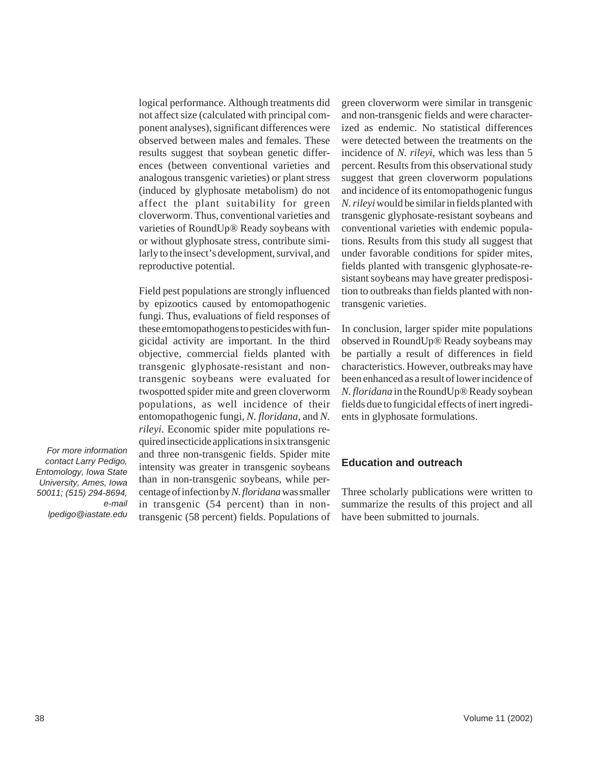logical performance. Although treatments did not affect size (calculated with principal component analyses), significant differences were observed between males and females. These results suggest that soybean genetic differences (between conventional varieties and analogous transgenic varieties) or plant stress (induced by glyphosate metabolism) do not affect the plant suitability for green cloverworm. Thus, conventional varieties and varieties of RoundUp® Ready soybeans with or without glyphosate stress, contribute similarly to the insect's development, survival, and reproductive potential.

Field pest populations are strongly influenced by epizootics caused by entomopathogenic fungi. Thus, evaluations of field responses of these emtomopathogens to pesticides with fungicidal activity are important. In the third objective, commercial fields planted with transgenic glyphosate-resistant and non-transgenic soybeans were evaluated for twospotted spider mite and green cloverworm populations, as well incidence of their entomopathogenic fungi, *N. floridana*, and *N. rileyi*. Economic spider mite populations required insecticide applications in six transgenic and three non-transgenic fields. Spider mite intensity was greater in transgenic soybeans than in non-transgenic soybeans, while percentage of infection by *N. floridana* was smaller in transgenic (54 percent) than in non-transgenic (58 percent) fields. Populations of green cloverworm were similar in transgenic and non-transgenic fields and were characterized as endemic. No statistical differences were detected between the treatments on the incidence of *N. rileyi*, which was less than 5 percent. Results from this observational study suggest that green cloverworm populations and incidence of its entomopathogenic fungus *N. rileyi* would be similar in fields planted with transgenic glyphosate-resistant soybeans and conventional varieties with endemic populations. Results from this study all suggest that under favorable conditions for spider mites, fields planted with transgenic glyphosate-resistant soybeans may have greater predisposition to outbreaks than fields planted with non-transgenic varieties.

In conclusion, larger spider mite populations observed in RoundUp® Ready soybeans may be partially a result of differences in field characteristics. However, outbreaks may have been enhanced as a result of lower incidence of *N. floridana* in the RoundUp® Ready soybean fields due to fungicidal effects of inert ingredients in glyphosate formulations.

## Education and outreach

Three scholarly publications were written to summarize the results of this project and all have been submitted to journals.

*For more information contact Larry Pedigo, Entomology, Iowa State University, Ames, Iowa 50011; (515) 294-8694, e-mail lpedigo@iastate.edu*